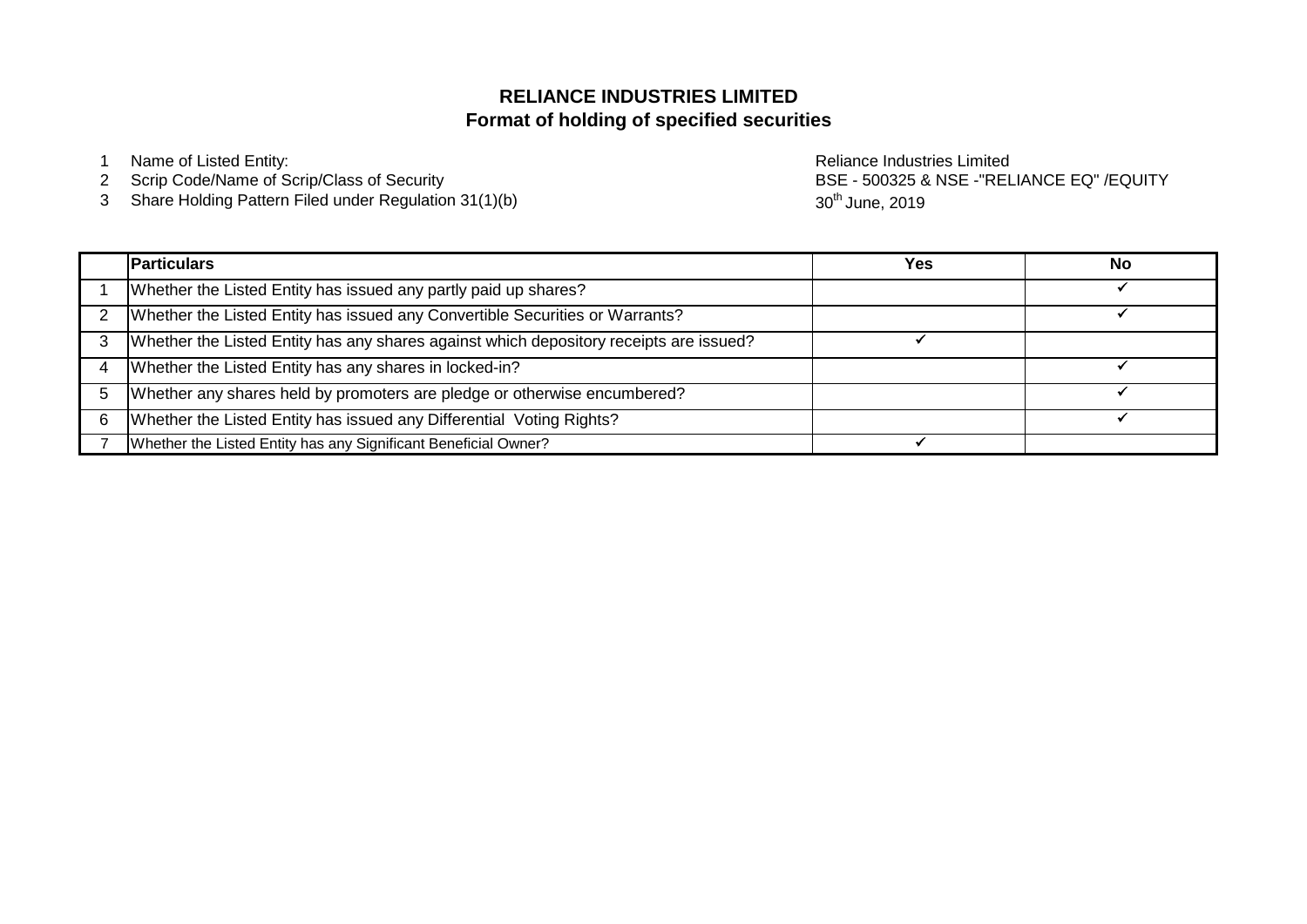# RELIANCE INDUSTRIES LIMITED
## Format of holding of specified securities

1. Name of Listed Entity: Reliance Industries Limited
2. Scrip Code/Name of Scrip/Class of Security: BSE - 500325 & NSE -"RELIANCE EQ" /EQUITY
3. Share Holding Pattern Filed under Regulation 31(1)(b): 30th June, 2019

| | Particulars | Yes | No |
|---|---|---|---|
| 1 | Whether the Listed Entity has issued any partly paid up shares? | | ✓ |
| 2 | Whether the Listed Entity has issued any Convertible Securities or Warrants? | | ✓ |
| 3 | Whether the Listed Entity has any shares against which depository receipts are issued? | ✓ | |
| 4 | Whether the Listed Entity has any shares in locked-in? | | ✓ |
| 5 | Whether any shares held by promoters are pledge or otherwise encumbered? | | ✓ |
| 6 | Whether the Listed Entity has issued any Differential Voting Rights? | | ✓ |
| 7 | Whether the Listed Entity has any Significant Beneficial Owner? | ✓ | |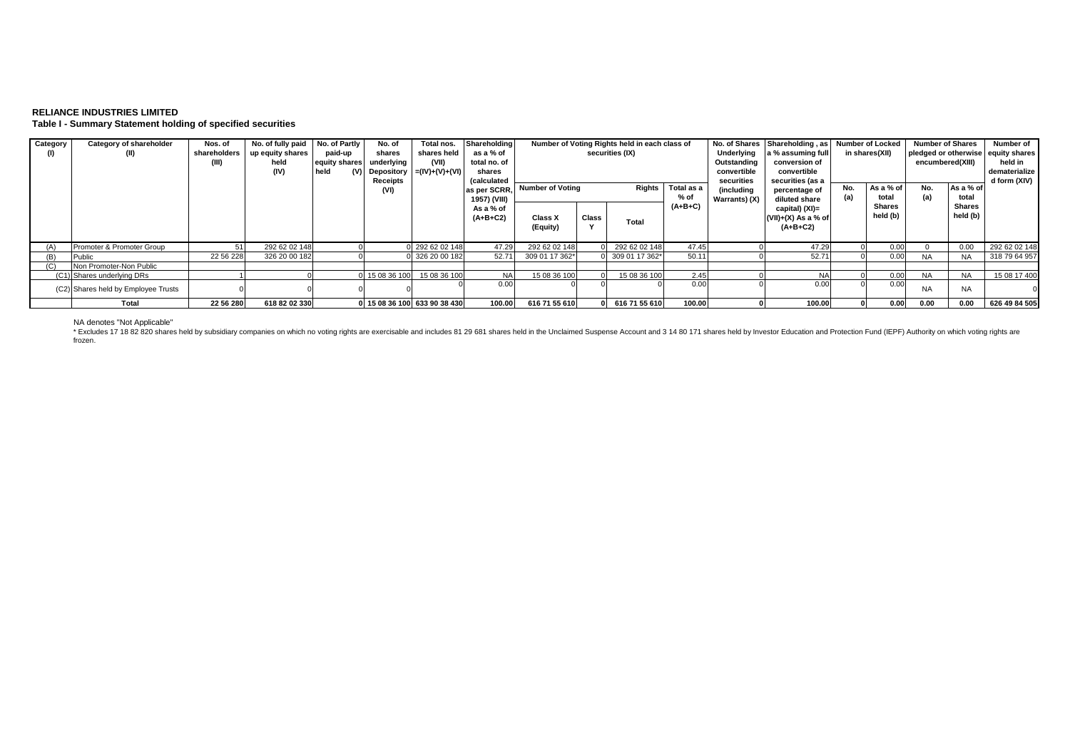**RELIANCE INDUSTRIES LIMITED**
**Table I - Summary Statement holding of specified securities**

| Category (I) | Category of shareholder (II) | Nos. of shareholders (III) | No. of fully paid up equity shares held (IV) | No. of Partly paid-up equity shares held (V) | No. of shares underlying Depository Receipts (VI) | Total nos. shares held (VII) =(IV)+(V)+(VI) | Shareholding as a % of total no. of shares (calculated as per SCRR, 1957) (VIII) As a % of (A+B+C2) | Number of Voting Rights held in each class of securities (IX) | | | | No. of Shares Underlying Outstanding convertible securities (including Warrants) (X) | Shareholding , as a % assuming full conversion of convertible securities (as a percentage of diluted share capital) (XI)= (VII)+(X) As a % of (A+B+C2) | Number of Locked in shares(XII) | | Number of Shares pledged or otherwise encumbered(XIII) | | Number of equity shares held in dematerialized form (XIV) |
|---|---|---|---|---|---|---|---|---|---|---|---|---|---|---|---|---|---|---|
| | | | | | | | | Number of Voting Rights | | | Total as a % of (A+B+C) | | | No. (a) | As a % of total Shares held (b) | No. (a) | As a % of total Shares held (b) | |
| | | | | | | | | Class X (Equity) | Class Y | Total | | | | | | | | |
| (A) | Promoter & Promoter Group | 51 | 292 62 02 148 | 0 | 0 | 292 62 02 148 | 47.29 | 292 62 02 148 | 0 | 292 62 02 148 | 47.45 | 0 | 47.29 | 0 | 0.00 | 0 | 0.00 | 292 62 02 148 |
| (B) | Public | 22 56 228 | 326 20 00 182 | 0 | 0 | 326 20 00 182 | 52.71 | 309 01 17 362* | 0 | 309 01 17 362* | 50.11 | 0 | 52.71 | 0 | 0.00 | NA | NA | 318 79 64 957 |
| (C) | Non Promoter-Non Public | | | | | | | | | | | | | | | | | |
| (C1) | Shares underlying DRs | 1 | 0 | 0 | 15 08 36 100 | 15 08 36 100 | NA | 15 08 36 100 | 0 | 15 08 36 100 | 2.45 | 0 | NA | 0 | 0.00 | NA | NA | 15 08 17 400 |
| (C2) | Shares held by Employee Trusts | 0 | 0 | 0 | 0 | 0 | 0.00 | 0 | 0 | 0 | 0.00 | 0 | 0.00 | 0 | 0.00 | NA | NA | 0 |
| | **Total** | **22 56 280** | **618 82 02 330** | **0** | **15 08 36 100** | **633 90 38 430** | **100.00** | **616 71 55 610** | **0** | **616 71 55 610** | **100.00** | **0** | **100.00** | **0** | **0.00** | **0.00** | **0.00** | **626 49 84 505** |

NA denotes "Not Applicable"

\* Excludes 17 18 82 820 shares held by subsidiary companies on which no voting rights are exercisable and includes 81 29 681 shares held in the Unclaimed Suspense Account and 3 14 80 171 shares held by Investor Education and Protection Fund (IEPF) Authority on which voting rights are frozen.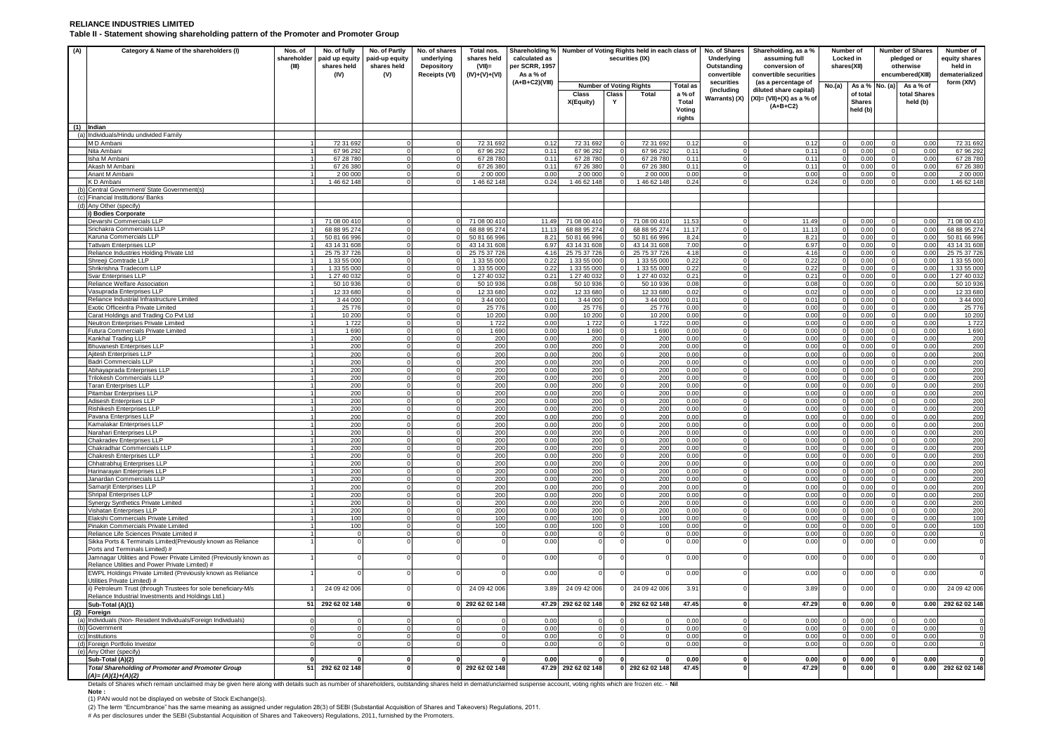**RELIANCE INDUSTRIES LIMITED**

**Table II - Statement showing shareholding pattern of the Promoter and Promoter Group**

| (A) | Category & Name of the shareholders (I) | Nos. of shareholder (III) | No. of fully paid up equity shares held (IV) | No. of Partly paid-up equity shares held (V) | No. of shares underlying Depository Receipts (VI) | Total nos. shares held (VII)= (IV)+(V)+(VI) | Shareholding % calculated as per SCRR, 1957 As a % of (A+B+C2)(VIII) | Number of Voting Rights held in each class of securities (IX) | | | | No. of Shares Underlying Outstanding convertible securities (including Warrants) (X) | Shareholding, as a % assuming full conversion of convertible securities (as a percentage of diluted share capital) (XI)= (VII)+(X) as a % of (A+B+C2) | Number of Locked in shares(XII) | | Number of Shares pledged or otherwise encumbered(XIII) | | Number of equity shares held in dematerialized form (XIV) |
|---|---|---|---|---|---|---|---|---|---|---|---|---|---|---|---|---|---|---|
| | | | | | | | | Number of Voting Rights | | | Total as a % of Total Voting rights | | | No.(a) | As a % of total Shares held (b) | No. (a) | As a % of total Shares held (b) | |
| | | | | | | | | Class X(Equity) | Class Y | Total | | | | | | | | |
| (1) | **Indian** | | | | | | | | | | | | | | | | | |
| (a) | Individuals/Hindu undivided Family | | | | | | | | | | | | | | | | | |
| | M D Ambani | 1 | 72 31 692 | 0 | 0 | 72 31 692 | 0.12 | 72 31 692 | 0 | 72 31 692 | 0.12 | 0 | 0.12 | 0 | 0.00 | 0 | 0.00 | 72 31 692 |
| | Nita Ambani | 1 | 67 96 292 | 0 | 0 | 67 96 292 | 0.11 | 67 96 292 | 0 | 67 96 292 | 0.11 | 0 | 0.11 | 0 | 0.00 | 0 | 0.00 | 67 96 292 |
| | Isha M Ambani | 1 | 67 28 780 | 0 | 0 | 67 28 780 | 0.11 | 67 28 780 | 0 | 67 28 780 | 0.11 | 0 | 0.11 | 0 | 0.00 | 0 | 0.00 | 67 28 780 |
| | Akash M Ambani | 1 | 67 26 380 | 0 | 0 | 67 26 380 | 0.11 | 67 26 380 | 0 | 67 26 380 | 0.11 | 0 | 0.11 | 0 | 0.00 | 0 | 0.00 | 67 26 380 |
| | Anant M Ambani | 1 | 2 00 000 | 0 | 0 | 2 00 000 | 0.00 | 2 00 000 | 0 | 2 00 000 | 0.00 | 0 | 0.00 | 0 | 0.00 | 0 | 0.00 | 2 00 000 |
| | K D Ambani | 1 | 1 46 62 148 | 0 | 0 | 1 46 62 148 | 0.24 | 1 46 62 148 | 0 | 1 46 62 148 | 0.24 | 0 | 0.24 | 0 | 0.00 | 0 | 0.00 | 1 46 62 148 |
| (b) | Central Government/ State Government(s) | | | | | | | | | | | | | | | | | |
| (c) | Financial Institutions/ Banks | | | | | | | | | | | | | | | | | |
| (d) | Any Other (specify) | | | | | | | | | | | | | | | | | |
| | **i) Bodies Corporate** | | | | | | | | | | | | | | | | | |
| | Devarshi Commercials LLP | 1 | 71 08 00 410 | 0 | 0 | 71 08 00 410 | 11.49 | 71 08 00 410 | 0 | 71 08 00 410 | 11.53 | 0 | 11.49 | 0 | 0.00 | 0 | 0.00 | 71 08 00 410 |
| | Srichakra Commercials LLP | 1 | 68 88 95 274 | 0 | 0 | 68 88 95 274 | 11.13 | 68 88 95 274 | 0 | 68 88 95 274 | 11.17 | 0 | 11.13 | 0 | 0.00 | 0 | 0.00 | 68 88 95 274 |
| | Karuna Commercials LLP | 1 | 50 81 66 996 | 0 | 0 | 50 81 66 996 | 8.21 | 50 81 66 996 | 0 | 50 81 66 996 | 8.24 | 0 | 8.21 | 0 | 0.00 | 0 | 0.00 | 50 81 66 996 |
| | Tattvam Enterprises LLP | 1 | 43 14 31 608 | 0 | 0 | 43 14 31 608 | 6.97 | 43 14 31 608 | 0 | 43 14 31 608 | 7.00 | 0 | 6.97 | 0 | 0.00 | 0 | 0.00 | 43 14 31 608 |
| | Reliance Industries Holding Private Ltd | 1 | 25 75 37 726 | 0 | 0 | 25 75 37 726 | 4.16 | 25 75 37 726 | 0 | 25 75 37 726 | 4.18 | 0 | 4.16 | 0 | 0.00 | 0 | 0.00 | 25 75 37 726 |
| | Shreeji Comtrade LLP | 1 | 1 33 55 000 | 0 | 0 | 1 33 55 000 | 0.22 | 1 33 55 000 | 0 | 1 33 55 000 | 0.22 | 0 | 0.22 | 0 | 0.00 | 0 | 0.00 | 1 33 55 000 |
| | Shrikrishna Tradecom LLP | 1 | 1 33 55 000 | 0 | 0 | 1 33 55 000 | 0.22 | 1 33 55 000 | 0 | 1 33 55 000 | 0.22 | 0 | 0.22 | 0 | 0.00 | 0 | 0.00 | 1 33 55 000 |
| | Svar Enterprises LLP | 1 | 1 27 40 032 | 0 | 0 | 1 27 40 032 | 0.21 | 1 27 40 032 | 0 | 1 27 40 032 | 0.21 | 0 | 0.21 | 0 | 0.00 | 0 | 0.00 | 1 27 40 032 |
| | Reliance Welfare Association | 1 | 50 10 936 | 0 | 0 | 50 10 936 | 0.08 | 50 10 936 | 0 | 50 10 936 | 0.08 | 0 | 0.08 | 0 | 0.00 | 0 | 0.00 | 50 10 936 |
| | Vasuprada Enterprises LLP | 1 | 12 33 680 | 0 | 0 | 12 33 680 | 0.02 | 12 33 680 | 0 | 12 33 680 | 0.02 | 0 | 0.02 | 0 | 0.00 | 0 | 0.00 | 12 33 680 |
| | Reliance Industrial Infrastructure Limited | 1 | 3 44 000 | 0 | 0 | 3 44 000 | 0.01 | 3 44 000 | 0 | 3 44 000 | 0.01 | 0 | 0.01 | 0 | 0.00 | 0 | 0.00 | 3 44 000 |
| | Exotic Officeinfra Private Limited | 1 | 25 776 | 0 | 0 | 25 776 | 0.00 | 25 776 | 0 | 25 776 | 0.00 | 0 | 0.00 | 0 | 0.00 | 0 | 0.00 | 25 776 |
| | Carat Holdings and Trading Co Pvt Ltd | 1 | 10 200 | 0 | 0 | 10 200 | 0.00 | 10 200 | 0 | 10 200 | 0.00 | 0 | 0.00 | 0 | 0.00 | 0 | 0.00 | 10 200 |
| | Neutron Enterprises Private Limited | 1 | 1 722 | 0 | 0 | 1 722 | 0.00 | 1 722 | 0 | 1 722 | 0.00 | 0 | 0.00 | 0 | 0.00 | 0 | 0.00 | 1 722 |
| | Futura Commercials Private Limited | 1 | 1 690 | 0 | 0 | 1 690 | 0.00 | 1 690 | 0 | 1 690 | 0.00 | 0 | 0.00 | 0 | 0.00 | 0 | 0.00 | 1 690 |
| | Kankhal Trading LLP | 1 | 200 | 0 | 0 | 200 | 0.00 | 200 | 0 | 200 | 0.00 | 0 | 0.00 | 0 | 0.00 | 0 | 0.00 | 200 |
| | Bhuvanesh Enterprises LLP | 1 | 200 | 0 | 0 | 200 | 0.00 | 200 | 0 | 200 | 0.00 | 0 | 0.00 | 0 | 0.00 | 0 | 0.00 | 200 |
| | Ajitesh Enterprises LLP | 1 | 200 | 0 | 0 | 200 | 0.00 | 200 | 0 | 200 | 0.00 | 0 | 0.00 | 0 | 0.00 | 0 | 0.00 | 200 |
| | Badri Commercials LLP | 1 | 200 | 0 | 0 | 200 | 0.00 | 200 | 0 | 200 | 0.00 | 0 | 0.00 | 0 | 0.00 | 0 | 0.00 | 200 |
| | Abhayaprada Enterprises LLP | 1 | 200 | 0 | 0 | 200 | 0.00 | 200 | 0 | 200 | 0.00 | 0 | 0.00 | 0 | 0.00 | 0 | 0.00 | 200 |
| | Trilokesh Commercials LLP | 1 | 200 | 0 | 0 | 200 | 0.00 | 200 | 0 | 200 | 0.00 | 0 | 0.00 | 0 | 0.00 | 0 | 0.00 | 200 |
| | Taran Enterprises LLP | 1 | 200 | 0 | 0 | 200 | 0.00 | 200 | 0 | 200 | 0.00 | 0 | 0.00 | 0 | 0.00 | 0 | 0.00 | 200 |
| | Pitambar Enterprises LLP | 1 | 200 | 0 | 0 | 200 | 0.00 | 200 | 0 | 200 | 0.00 | 0 | 0.00 | 0 | 0.00 | 0 | 0.00 | 200 |
| | Adisesh Enterprises LLP | 1 | 200 | 0 | 0 | 200 | 0.00 | 200 | 0 | 200 | 0.00 | 0 | 0.00 | 0 | 0.00 | 0 | 0.00 | 200 |
| | Rishikesh Enterprises LLP | 1 | 200 | 0 | 0 | 200 | 0.00 | 200 | 0 | 200 | 0.00 | 0 | 0.00 | 0 | 0.00 | 0 | 0.00 | 200 |
| | Pavana Enterprises LLP | 1 | 200 | 0 | 0 | 200 | 0.00 | 200 | 0 | 200 | 0.00 | 0 | 0.00 | 0 | 0.00 | 0 | 0.00 | 200 |
| | Kamalakar Enterprises LLP | 1 | 200 | 0 | 0 | 200 | 0.00 | 200 | 0 | 200 | 0.00 | 0 | 0.00 | 0 | 0.00 | 0 | 0.00 | 200 |
| | Narahari Enterprises LLP | 1 | 200 | 0 | 0 | 200 | 0.00 | 200 | 0 | 200 | 0.00 | 0 | 0.00 | 0 | 0.00 | 0 | 0.00 | 200 |
| | Chakradev Enterprises LLP | 1 | 200 | 0 | 0 | 200 | 0.00 | 200 | 0 | 200 | 0.00 | 0 | 0.00 | 0 | 0.00 | 0 | 0.00 | 200 |
| | Chakradhar Commercials LLP | 1 | 200 | 0 | 0 | 200 | 0.00 | 200 | 0 | 200 | 0.00 | 0 | 0.00 | 0 | 0.00 | 0 | 0.00 | 200 |
| | Chakresh Enterprises LLP | 1 | 200 | 0 | 0 | 200 | 0.00 | 200 | 0 | 200 | 0.00 | 0 | 0.00 | 0 | 0.00 | 0 | 0.00 | 200 |
| | Chhatrabhuj Enterprises LLP | 1 | 200 | 0 | 0 | 200 | 0.00 | 200 | 0 | 200 | 0.00 | 0 | 0.00 | 0 | 0.00 | 0 | 0.00 | 200 |
| | Harinarayan Enterprises LLP | 1 | 200 | 0 | 0 | 200 | 0.00 | 200 | 0 | 200 | 0.00 | 0 | 0.00 | 0 | 0.00 | 0 | 0.00 | 200 |
| | Janardan Commercials LLP | 1 | 200 | 0 | 0 | 200 | 0.00 | 200 | 0 | 200 | 0.00 | 0 | 0.00 | 0 | 0.00 | 0 | 0.00 | 200 |
| | Samarjit Enterprises LLP | 1 | 200 | 0 | 0 | 200 | 0.00 | 200 | 0 | 200 | 0.00 | 0 | 0.00 | 0 | 0.00 | 0 | 0.00 | 200 |
| | Shripal Enterprises LLP | 1 | 200 | 0 | 0 | 200 | 0.00 | 200 | 0 | 200 | 0.00 | 0 | 0.00 | 0 | 0.00 | 0 | 0.00 | 200 |
| | Synergy Synthetics Private Limited | 1 | 200 | 0 | 0 | 200 | 0.00 | 200 | 0 | 200 | 0.00 | 0 | 0.00 | 0 | 0.00 | 0 | 0.00 | 200 |
| | Vishatan Enterprises LLP | 1 | 200 | 0 | 0 | 200 | 0.00 | 200 | 0 | 200 | 0.00 | 0 | 0.00 | 0 | 0.00 | 0 | 0.00 | 200 |
| | Elakshi Commercials Private Limited | 1 | 100 | 0 | 0 | 100 | 0.00 | 100 | 0 | 100 | 0.00 | 0 | 0.00 | 0 | 0.00 | 0 | 0.00 | 100 |
| | Pinakin Commercials Private Limited | 1 | 100 | 0 | 0 | 100 | 0.00 | 100 | 0 | 100 | 0.00 | 0 | 0.00 | 0 | 0.00 | 0 | 0.00 | 100 |
| | Reliance Life Sciences Private Limited # | 1 | 0 | 0 | 0 | 0 | 0.00 | 0 | 0 | 0 | 0.00 | 0 | 0.00 | 0 | 0.00 | 0 | 0.00 | 0 |
| | Sikka Ports & Terminals Limited(Previously known as Reliance Ports and Terminals Limited) # | 1 | 0 | 0 | 0 | 0 | 0.00 | 0 | 0 | 0 | 0.00 | 0 | 0.00 | 0 | 0.00 | 0 | 0.00 | 0 |
| | Jamnagar Utilities and Power Private Limited (Previously known as Reliance Utilities and Power Private Limited) # | 1 | 0 | 0 | 0 | 0 | 0.00 | 0 | 0 | 0 | 0.00 | 0 | 0.00 | 0 | 0.00 | 0 | 0.00 | 0 |
| | EWPL Holdings Private Limited (Previously known as Reliance Utilities Private Limited) # | 1 | 0 | 0 | 0 | 0 | 0.00 | 0 | 0 | 0 | 0.00 | 0 | 0.00 | 0 | 0.00 | 0 | 0.00 | 0 |
| | ii) Petroleum Trust (through Trustees for sole beneficiary-M/s Reliance Industrial Investments and Holdings Ltd.) | 1 | 24 09 42 006 | 0 | 0 | 24 09 42 006 | 3.89 | 24 09 42 006 | 0 | 24 09 42 006 | 3.91 | 0 | 3.89 | 0 | 0.00 | 0 | 0.00 | 24 09 42 006 |
| | **Sub-Total (A)(1)** | **51** | **292 62 02 148** | **0** | **0** | **292 62 02 148** | **47.29** | **292 62 02 148** | **0** | **292 62 02 148** | **47.45** | **0** | **47.29** | **0** | **0.00** | **0** | **0.00** | **292 62 02 148** |
| (2) | **Foreign** | | | | | | | | | | | | | | | | | |
| (a) | Individuals (Non- Resident Individuals/Foreign Individuals) | 0 | 0 | 0 | 0 | 0 | 0.00 | 0 | 0 | 0 | 0.00 | 0 | 0.00 | 0 | 0.00 | 0 | 0.00 | 0 |
| (b) | Government | 0 | 0 | 0 | 0 | 0 | 0.00 | 0 | 0 | 0 | 0.00 | 0 | 0.00 | 0 | 0.00 | 0 | 0.00 | 0 |
| (c) | Institutions | 0 | 0 | 0 | 0 | 0 | 0.00 | 0 | 0 | 0 | 0.00 | 0 | 0.00 | 0 | 0.00 | 0 | 0.00 | 0 |
| (d) | Foreign Portfolio Investor | 0 | 0 | 0 | 0 | 0 | 0.00 | 0 | 0 | 0 | 0.00 | 0 | 0.00 | 0 | 0.00 | 0 | 0.00 | 0 |
| (e) | Any Other (specify) | | | | | | | | | | | | | | | | | |
| | **Sub-Total (A)(2)** | **0** | **0** | **0** | **0** | **0** | **0.00** | **0** | **0** | **0** | **0.00** | **0** | **0.00** | **0** | **0.00** | **0** | **0.00** | **0** |
| | ***Total Shareholding of Promoter and Promoter Group (A)= (A)(1)+(A)(2)*** | **51** | **292 62 02 148** | **0** | **0** | **292 62 02 148** | **47.29** | **292 62 02 148** | **0** | **292 62 02 148** | **47.45** | **0** | **47.29** | **0** | **0.00** | **0** | **0.00** | **292 62 02 148** |

Details of Shares which remain unclaimed may be given here along with details such as number of shareholders, outstanding shares held in demat/unclaimed suspense account, voting rights which are frozen etc. - **Nil**

**Note :**

(1) PAN would not be displayed on website of Stock Exchange(s).

(2) The term "Encumbrance" has the same meaning as assigned under regulation 28(3) of SEBI (Substantial Acquisition of Shares and Takeovers) Regulations, 2011.

# As per disclosures under the SEBI (Substantial Acquisition of Shares and Takeovers) Regulations, 2011, furnished by the Promoters.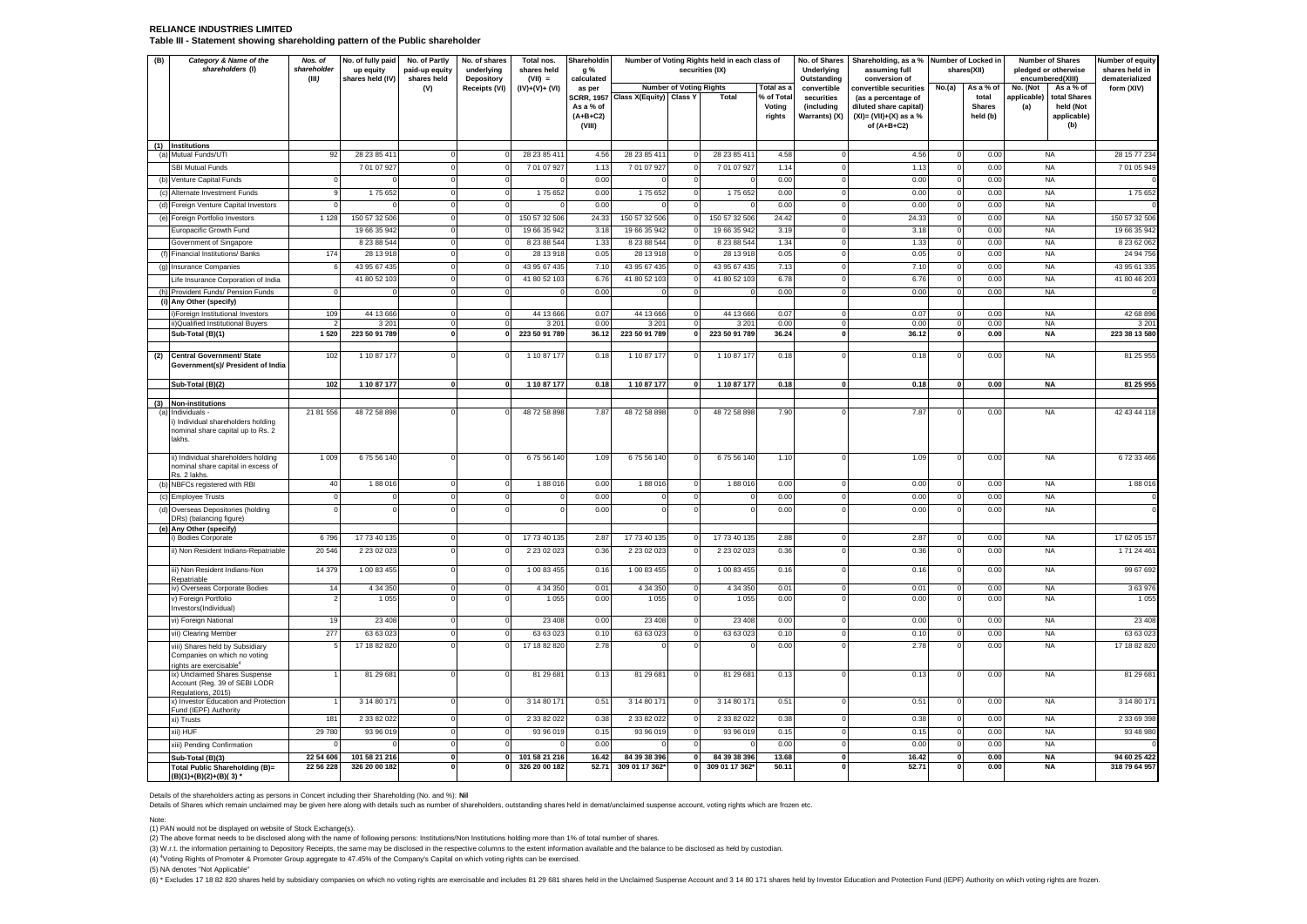**RELIANCE INDUSTRIES LIMITED**

**Table III - Statement showing shareholding pattern of the Public shareholder**

| (B) | Category & Name of the shareholders (I) | Nos. of shareholder (III) | No. of fully paid up equity shares held (IV) | No. of Partly paid-up equity shares held (V) | No. of shares underlying Depository Receipts (VI) | Total nos. shares held (VII) = (IV)+(V)+ (VI) | Shareholding % calculated as per SCRR, 1957 As a % of (A+B+C2) (VIII) | Number of Voting Rights held in each class of securities (IX) | | | | No. of Shares Underlying Outstanding convertible securities (including Warrants) (X) | Shareholding, as a % assuming full conversion of convertible securities (as a percentage of diluted share capital) (XI)= (VII)+(X) as a % of (A+B+C2) | Number of Locked in shares(XII) | | Number of Shares pledged or otherwise encumbered(XIII) | | Number of equity shares held in dematerialized form (XIV) |
|---|---|---|---|---|---|---|---|---|---|---|---|---|---|---|---|---|---|---|
| | | | | | | | | Number of Voting Rights | | | Total as a % of Total Voting rights | | | No.(a) | As a % of total Shares held (b) | No. (Not applicable) (a) | As a % of total Shares held (Not applicable) (b) | |
| | | | | | | | | Class X(Equity) | Class Y | Total | | | | | | | | |
| (1) | Institutions | | | | | | | | | | | | | | | | | |
| (a) | Mutual Funds/UTI | 92 | 28 23 85 411 | 0 | 0 | 28 23 85 411 | 4.56 | 28 23 85 411 | 0 | 28 23 85 411 | 4.58 | 0 | 4.56 | 0 | 0.00 | NA | | 28 15 77 234 |
| | SBI Mutual Funds | | 7 01 07 927 | 0 | 0 | 7 01 07 927 | 1.13 | 7 01 07 927 | 0 | 7 01 07 927 | 1.14 | 0 | 1.13 | 0 | 0.00 | NA | | 7 01 05 949 |
| (b) | Venture Capital Funds | 0 | 0 | 0 | 0 | 0 | 0.00 | 0 | 0 | 0 | 0.00 | 0 | 0.00 | 0 | 0.00 | NA | | 0 |
| (c) | Alternate Investment Funds | 9 | 1 75 652 | 0 | 0 | 1 75 652 | 0.00 | 1 75 652 | 0 | 1 75 652 | 0.00 | 0 | 0.00 | 0 | 0.00 | NA | | 1 75 652 |
| (d) | Foreign Venture Capital Investors | 0 | 0 | 0 | 0 | 0 | 0.00 | 0 | 0 | 0 | 0.00 | 0 | 0.00 | 0 | 0.00 | NA | | 0 |
| (e) | Foreign Portfolio Investors | 1 128 | 150 57 32 506 | 0 | 0 | 150 57 32 506 | 24.33 | 150 57 32 506 | 0 | 150 57 32 506 | 24.42 | 0 | 24.33 | 0 | 0.00 | NA | | 150 57 32 506 |
| | Europacific Growth Fund | | 19 66 35 942 | 0 | 0 | 19 66 35 942 | 3.18 | 19 66 35 942 | 0 | 19 66 35 942 | 3.19 | 0 | 3.18 | 0 | 0.00 | NA | | 19 66 35 942 |
| | Government of Singapore | | 8 23 88 544 | 0 | 0 | 8 23 88 544 | 1.33 | 8 23 88 544 | 0 | 8 23 88 544 | 1.34 | 0 | 1.33 | 0 | 0.00 | NA | | 8 23 62 062 |
| (f) | Financial Institutions/ Banks | 174 | 28 13 918 | 0 | 0 | 28 13 918 | 0.05 | 28 13 918 | 0 | 28 13 918 | 0.05 | 0 | 0.05 | 0 | 0.00 | NA | | 24 94 756 |
| (g) | Insurance Companies | 6 | 43 95 67 435 | 0 | 0 | 43 95 67 435 | 7.10 | 43 95 67 435 | 0 | 43 95 67 435 | 7.13 | 0 | 7.10 | 0 | 0.00 | NA | | 43 95 61 335 |
| | Life Insurance Corporation of India | | 41 80 52 103 | 0 | 0 | 41 80 52 103 | 6.76 | 41 80 52 103 | 0 | 41 80 52 103 | 6.78 | 0 | 6.76 | 0 | 0.00 | NA | | 41 80 46 203 |
| (h) | Provident Funds/ Pension Funds | 0 | 0 | 0 | 0 | 0 | 0.00 | 0 | 0 | 0 | 0.00 | 0 | 0.00 | 0 | 0.00 | NA | | 0 |
| (i) | Any Other (specify) | | | | | | | | | | | | | | | | | |
| | i)Foreign Institutional Investors | 109 | 44 13 666 | 0 | 0 | 44 13 666 | 0.07 | 44 13 666 | 0 | 44 13 666 | 0.07 | 0 | 0.07 | 0 | 0.00 | NA | | 42 68 896 |
| | ii)Qualified Institutional Buyers | 2 | 3 201 | 0 | 0 | 3 201 | 0.00 | 3 201 | 0 | 3 201 | 0.00 | 0 | 0.00 | 0 | 0.00 | NA | | 3 201 |
| | **Sub-Total (B)(1)** | **1 520** | **223 50 91 789** | **0** | **0** | **223 50 91 789** | **36.12** | **223 50 91 789** | **0** | **223 50 91 789** | **36.24** | **0** | **36.12** | **0** | **0.00** | **NA** | | **223 38 13 580** |
| (2) | **Central Government/ State Government(s)/ President of India** | 102 | 1 10 87 177 | 0 | 0 | 1 10 87 177 | 0.18 | 1 10 87 177 | 0 | 1 10 87 177 | 0.18 | 0 | 0.18 | 0 | 0.00 | NA | | 81 25 955 |
| | **Sub-Total (B)(2)** | **102** | **1 10 87 177** | **0** | **0** | **1 10 87 177** | **0.18** | **1 10 87 177** | **0** | **1 10 87 177** | **0.18** | **0** | **0.18** | **0** | **0.00** | **NA** | | **81 25 955** |
| (3) | **Non-institutions** | | | | | | | | | | | | | | | | | |
| (a) | Individuals - i) Individual shareholders holding nominal share capital up to Rs. 2 lakhs. | 21 81 556 | 48 72 58 898 | 0 | 0 | 48 72 58 898 | 7.87 | 48 72 58 898 | 0 | 48 72 58 898 | 7.90 | 0 | 7.87 | 0 | 0.00 | NA | | 42 43 44 118 |
| | ii) Individual shareholders holding nominal share capital in excess of Rs. 2 lakhs. | 1 009 | 6 75 56 140 | 0 | 0 | 6 75 56 140 | 1.09 | 6 75 56 140 | 0 | 6 75 56 140 | 1.10 | 0 | 1.09 | 0 | 0.00 | NA | | 6 72 33 466 |
| (b) | NBFCs registered with RBI | 40 | 1 88 016 | 0 | 0 | 1 88 016 | 0.00 | 1 88 016 | 0 | 1 88 016 | 0.00 | 0 | 0.00 | 0 | 0.00 | NA | | 1 88 016 |
| (c) | Employee Trusts | 0 | 0 | 0 | 0 | 0 | 0.00 | 0 | 0 | 0 | 0.00 | 0 | 0.00 | 0 | 0.00 | NA | | 0 |
| (d) | Overseas Depositories (holding DRs) (balancing figure) | 0 | 0 | 0 | 0 | 0 | 0.00 | 0 | 0 | 0 | 0.00 | 0 | 0.00 | 0 | 0.00 | NA | | 0 |
| (e) | Any Other (specify) | | | | | | | | | | | | | | | | | |
| | i) Bodies Corporate | 6 796 | 17 73 40 135 | 0 | 0 | 17 73 40 135 | 2.87 | 17 73 40 135 | 0 | 17 73 40 135 | 2.88 | 0 | 2.87 | 0 | 0.00 | NA | | 17 62 05 157 |
| | ii) Non Resident Indians-Repatriable | 20 546 | 2 23 02 023 | 0 | 0 | 2 23 02 023 | 0.36 | 2 23 02 023 | 0 | 2 23 02 023 | 0.36 | 0 | 0.36 | 0 | 0.00 | NA | | 1 71 24 461 |
| | iii) Non Resident Indians-Non Repatriable | 14 379 | 1 00 83 455 | 0 | 0 | 1 00 83 455 | 0.16 | 1 00 83 455 | 0 | 1 00 83 455 | 0.16 | 0 | 0.16 | 0 | 0.00 | NA | | 99 67 692 |
| | iv) Overseas Corporate Bodies | 14 | 4 34 350 | 0 | 0 | 4 34 350 | 0.01 | 4 34 350 | 0 | 4 34 350 | 0.01 | 0 | 0.01 | 0 | 0.00 | NA | | 3 63 976 |
| | v) Foreign Portfolio Investors(Individual) | 2 | 1 055 | 0 | 0 | 1 055 | 0.00 | 1 055 | 0 | 1 055 | 0.00 | 0 | 0.00 | 0 | 0.00 | NA | | 1 055 |
| | vi) Foreign National | 19 | 23 408 | 0 | 0 | 23 408 | 0.00 | 23 408 | 0 | 23 408 | 0.00 | 0 | 0.00 | 0 | 0.00 | NA | | 23 408 |
| | vii) Clearing Member | 277 | 63 63 023 | 0 | 0 | 63 63 023 | 0.10 | 63 63 023 | 0 | 63 63 023 | 0.10 | 0 | 0.10 | 0 | 0.00 | NA | | 63 63 023 |
| | viii) Shares held by Subsidiary Companies on which no voting rights are exercisable[4] | 5 | 17 18 82 820 | 0 | 0 | 17 18 82 820 | 2.78 | 0 | 0 | 0 | 0.00 | 0 | 2.78 | 0 | 0.00 | NA | | 17 18 82 820 |
| | ix) Unclaimed Shares Suspense Account (Reg. 39 of SEBI LODR Regulations, 2015) | 1 | 81 29 681 | 0 | 0 | 81 29 681 | 0.13 | 81 29 681 | 0 | 81 29 681 | 0.13 | 0 | 0.13 | 0 | 0.00 | NA | | 81 29 681 |
| | x) Investor Education and Protection Fund (IEPF) Authority | 1 | 3 14 80 171 | 0 | 0 | 3 14 80 171 | 0.51 | 3 14 80 171 | 0 | 3 14 80 171 | 0.51 | 0 | 0.51 | 0 | 0.00 | NA | | 3 14 80 171 |
| | xi) Trusts | 181 | 2 33 82 022 | 0 | 0 | 2 33 82 022 | 0.38 | 2 33 82 022 | 0 | 2 33 82 022 | 0.38 | 0 | 0.38 | 0 | 0.00 | NA | | 2 33 69 398 |
| | xii) HUF | 29 780 | 93 96 019 | 0 | 0 | 93 96 019 | 0.15 | 93 96 019 | 0 | 93 96 019 | 0.15 | 0 | 0.15 | 0 | 0.00 | NA | | 93 48 980 |
| | xiii) Pending Confirmation | 0 | 0 | 0 | 0 | 0 | 0.00 | 0 | 0 | 0 | 0.00 | 0 | 0.00 | 0 | 0.00 | NA | | 0 |
| | **Sub-Total (B)(3)** | **22 54 606** | **101 58 21 216** | **0** | **0** | **101 58 21 216** | **16.42** | **84 39 38 396** | **0** | **84 39 38 396** | **13.68** | **0** | **16.42** | **0** | **0.00** | **NA** | | **94 60 25 422** |
| | **Total Public Shareholding (B)= (B)(1)+(B)(2)+(B)( 3) \*** | **22 56 228** | **326 20 00 182** | **0** | **0** | **326 20 00 182** | **52.71** | **309 01 17 362\*** | **0** | **309 01 17 362\*** | **50.11** | **0** | **52.71** | **0** | **0.00** | **NA** | | **318 79 64 957** |

Details of the shareholders acting as persons in Concert including their Shareholding (No. and %): **Nil**

Details of Shares which remain unclaimed may be given here along with details such as number of shareholders, outstanding shares held in demat/unclaimed suspense account, voting rights which are frozen etc.

Note:

(1) PAN would not be displayed on website of Stock Exchange(s).

(2) The above format needs to be disclosed along with the name of following persons: Institutions/Non Institutions holding more than 1% of total number of shares.

(3) W.r.t. the information pertaining to Depository Receipts, the same may be disclosed in the respective columns to the extent information available and the balance to be disclosed as held by custodian.

(4) [4]Voting Rights of Promoter & Promoter Group aggregate to 47.45% of the Company's Capital on which voting rights can be exercised.

(5) NA denotes "Not Applicable"

(6) \* Excludes 17 18 82 820 shares held by subsidiary companies on which no voting rights are exercisable and includes 81 29 681 shares held in the Unclaimed Suspense Account and 3 14 80 171 shares held by Investor Education and Protection Fund (IEPF) Authority on which voting rights are frozen.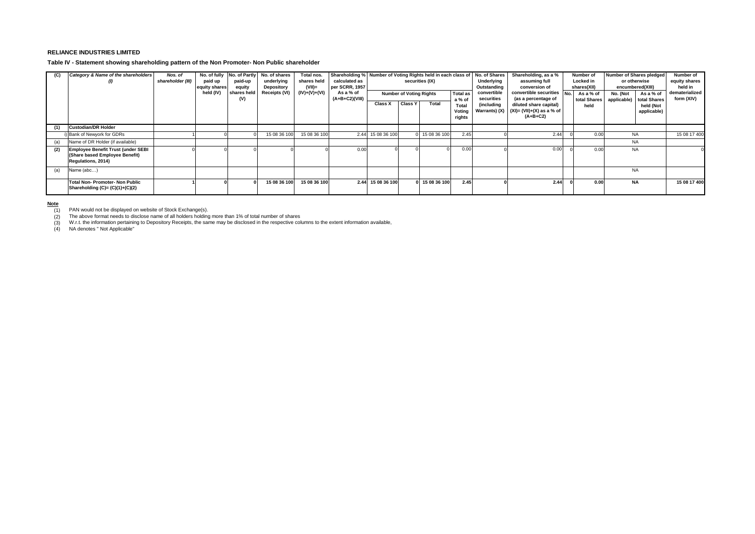**RELIANCE INDUSTRIES LIMITED**

**Table IV - Statement showing shareholding pattern of the Non Promoter- Non Public shareholder**

| (C) | Category & Name of the shareholders (I) | Nos. of shareholder (III) | No. of fully paid up equity shares held (IV) | No. of Partly paid-up equity shares held (V) | No. of shares underlying Depository Receipts (VI) | Total nos. shares held (VII)= (IV)+(V)+(VI) | Shareholding % calculated as per SCRR, 1957 As a % of (A+B+C2)(VIII) | Number of Voting Rights held in each class of securities (IX) | | | | No. of Shares Underlying Outstanding convertible securities (including Warrants) (X) | Shareholding, as a % assuming full conversion of convertible securities (as a percentage of diluted share capital) (XI)= (VII)+(X) as a % of (A+B+C2) | Number of Locked in shares(XII) | | Number of Shares pledged or otherwise encumbered(XIII) | | Number of equity shares held in dematerialized form (XIV) |
|---|---|---|---|---|---|---|---|---|---|---|---|---|---|---|---|---|---|---|
| | | | | | | | | Number of Voting Rights | | | Total as a % of Total Voting rights | | | No. | As a % of total Shares held | No. (Not applicable) | As a % of total Shares held (Not applicable) | |
| | | | | | | | | Class X | Class Y | Total | | | | | | | | |
| (1) | **Custodian/DR Holder** | | | | | | | | | | | | | | | | | |
| i) | Bank of Newyork for GDRs | 1 | 0 | 0 | 15 08 36 100 | 15 08 36 100 | 2.44 | 15 08 36 100 | 0 | 15 08 36 100 | 2.45 | 0 | 2.44 | 0 | 0.00 | NA | | 15 08 17 400 |
| (a) | Name of DR Holder (if available) | | | | | | | | | | | | | | | NA | | |
| (2) | **Employee Benefit Trust (under SEBI (Share based Employee Benefit) Regulations, 2014)** | 0 | 0 | 0 | 0 | 0 | 0.00 | 0 | 0 | 0 | 0.00 | 0 | 0.00 | 0 | 0.00 | NA | | 0 |
| (a) | Name (abc…) | | | | | | | | | | | | | | | NA | | |
| | **Total Non- Promoter- Non Public Shareholding (C)= (C)(1)+(C)(2)** | **1** | **0** | **0** | **15 08 36 100** | **15 08 36 100** | **2.44** | **15 08 36 100** | **0** | **15 08 36 100** | **2.45** | **0** | **2.44** | **0** | **0.00** | **NA** | | **15 08 17 400** |

**Note**

(1) PAN would not be displayed on website of Stock Exchange(s).

(2) The above format needs to disclose name of all holders holding more than 1% of total number of shares

(3) W.r.t. the information pertaining to Depository Receipts, the same may be disclosed in the respective columns to the extent information available,

(4) NA denotes " Not Applicable"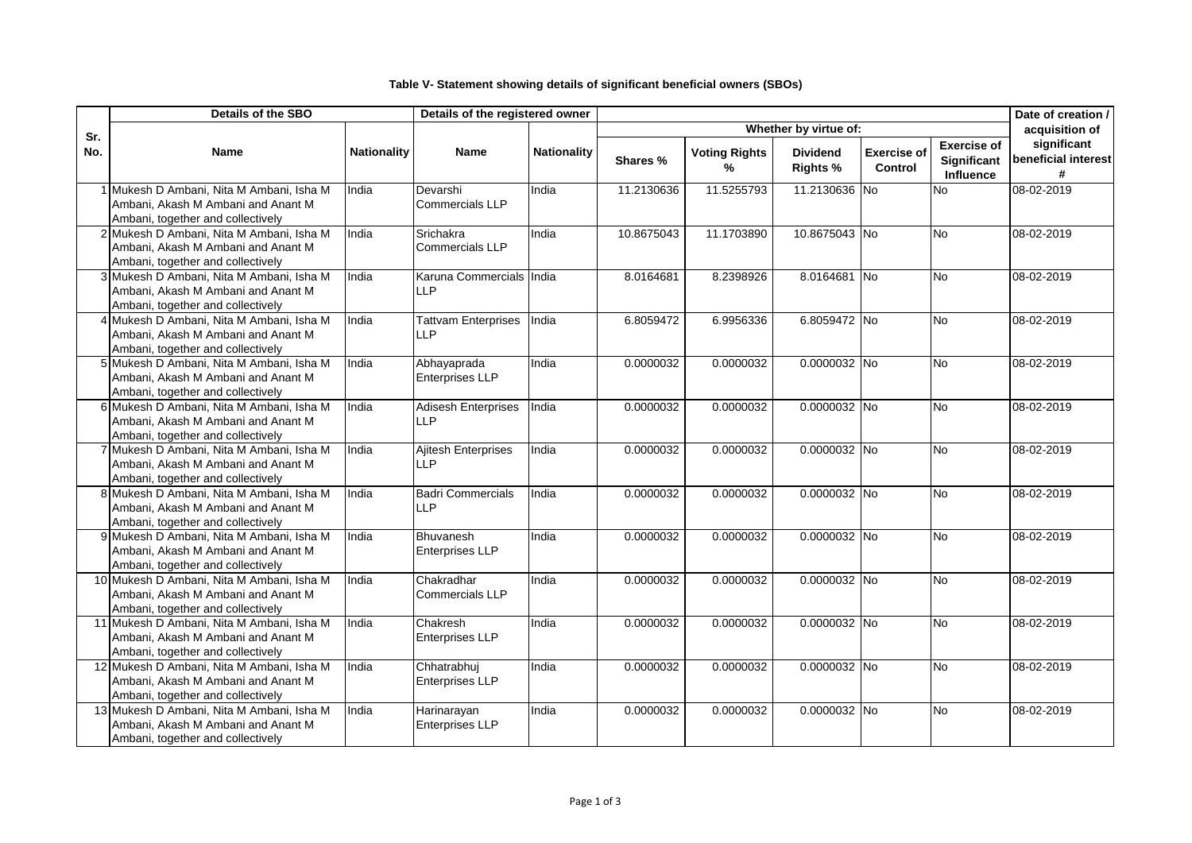**Table V- Statement showing details of significant beneficial owners (SBOs)**

| Sr. No. | Details of the SBO | | Details of the registered owner | | Whether by virtue of: | | | | | Date of creation / acquisition of significant beneficial interest # |
|---|---|---|---|---|---|---|---|---|---|---|
| | Name | Nationality | Name | Nationality | Shares % | Voting Rights % | Dividend Rights % | Exercise of Control | Exercise of Significant Influence | |
| 1 | Mukesh D Ambani, Nita M Ambani, Isha M Ambani, Akash M Ambani and Anant M Ambani, together and collectively | India | Devarshi Commercials LLP | India | 11.2130636 | 11.5255793 | 11.2130636 | No | No | 08-02-2019 |
| 2 | Mukesh D Ambani, Nita M Ambani, Isha M Ambani, Akash M Ambani and Anant M Ambani, together and collectively | India | Srichakra Commercials LLP | India | 10.8675043 | 11.1703890 | 10.8675043 | No | No | 08-02-2019 |
| 3 | Mukesh D Ambani, Nita M Ambani, Isha M Ambani, Akash M Ambani and Anant M Ambani, together and collectively | India | Karuna Commercials LLP | India | 8.0164681 | 8.2398926 | 8.0164681 | No | No | 08-02-2019 |
| 4 | Mukesh D Ambani, Nita M Ambani, Isha M Ambani, Akash M Ambani and Anant M Ambani, together and collectively | India | Tattvam Enterprises LLP | India | 6.8059472 | 6.9956336 | 6.8059472 | No | No | 08-02-2019 |
| 5 | Mukesh D Ambani, Nita M Ambani, Isha M Ambani, Akash M Ambani and Anant M Ambani, together and collectively | India | Abhayaprada Enterprises LLP | India | 0.0000032 | 0.0000032 | 0.0000032 | No | No | 08-02-2019 |
| 6 | Mukesh D Ambani, Nita M Ambani, Isha M Ambani, Akash M Ambani and Anant M Ambani, together and collectively | India | Adisesh Enterprises LLP | India | 0.0000032 | 0.0000032 | 0.0000032 | No | No | 08-02-2019 |
| 7 | Mukesh D Ambani, Nita M Ambani, Isha M Ambani, Akash M Ambani and Anant M Ambani, together and collectively | India | Ajitesh Enterprises LLP | India | 0.0000032 | 0.0000032 | 0.0000032 | No | No | 08-02-2019 |
| 8 | Mukesh D Ambani, Nita M Ambani, Isha M Ambani, Akash M Ambani and Anant M Ambani, together and collectively | India | Badri Commercials LLP | India | 0.0000032 | 0.0000032 | 0.0000032 | No | No | 08-02-2019 |
| 9 | Mukesh D Ambani, Nita M Ambani, Isha M Ambani, Akash M Ambani and Anant M Ambani, together and collectively | India | Bhuvanesh Enterprises LLP | India | 0.0000032 | 0.0000032 | 0.0000032 | No | No | 08-02-2019 |
| 10 | Mukesh D Ambani, Nita M Ambani, Isha M Ambani, Akash M Ambani and Anant M Ambani, together and collectively | India | Chakradhar Commercials LLP | India | 0.0000032 | 0.0000032 | 0.0000032 | No | No | 08-02-2019 |
| 11 | Mukesh D Ambani, Nita M Ambani, Isha M Ambani, Akash M Ambani and Anant M Ambani, together and collectively | India | Chakresh Enterprises LLP | India | 0.0000032 | 0.0000032 | 0.0000032 | No | No | 08-02-2019 |
| 12 | Mukesh D Ambani, Nita M Ambani, Isha M Ambani, Akash M Ambani and Anant M Ambani, together and collectively | India | Chhatrabhuj Enterprises LLP | India | 0.0000032 | 0.0000032 | 0.0000032 | No | No | 08-02-2019 |
| 13 | Mukesh D Ambani, Nita M Ambani, Isha M Ambani, Akash M Ambani and Anant M Ambani, together and collectively | India | Harinarayan Enterprises LLP | India | 0.0000032 | 0.0000032 | 0.0000032 | No | No | 08-02-2019 |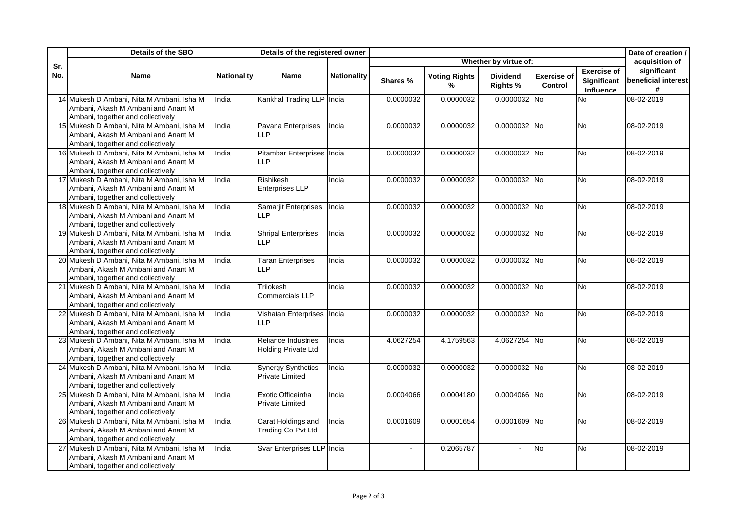| Sr. No. | Details of the SBO | | Details of the registered owner | | Whether by virtue of: | | | | | Date of creation / acquisition of significant beneficial interest # |
|---|---|---|---|---|---|---|---|---|---|---|
| | Name | Nationality | Name | Nationality | Shares % | Voting Rights % | Dividend Rights % | Exercise of Control | Exercise of Significant Influence | |
| 14 | Mukesh D Ambani, Nita M Ambani, Isha M Ambani, Akash M Ambani and Anant M Ambani, together and collectively | India | Kankhal Trading LLP | India | 0.0000032 | 0.0000032 | 0.0000032 | No | No | 08-02-2019 |
| 15 | Mukesh D Ambani, Nita M Ambani, Isha M Ambani, Akash M Ambani and Anant M Ambani, together and collectively | India | Pavana Enterprises LLP | India | 0.0000032 | 0.0000032 | 0.0000032 | No | No | 08-02-2019 |
| 16 | Mukesh D Ambani, Nita M Ambani, Isha M Ambani, Akash M Ambani and Anant M Ambani, together and collectively | India | Pitambar Enterprises LLP | India | 0.0000032 | 0.0000032 | 0.0000032 | No | No | 08-02-2019 |
| 17 | Mukesh D Ambani, Nita M Ambani, Isha M Ambani, Akash M Ambani and Anant M Ambani, together and collectively | India | Rishikesh Enterprises LLP | India | 0.0000032 | 0.0000032 | 0.0000032 | No | No | 08-02-2019 |
| 18 | Mukesh D Ambani, Nita M Ambani, Isha M Ambani, Akash M Ambani and Anant M Ambani, together and collectively | India | Samarjit Enterprises LLP | India | 0.0000032 | 0.0000032 | 0.0000032 | No | No | 08-02-2019 |
| 19 | Mukesh D Ambani, Nita M Ambani, Isha M Ambani, Akash M Ambani and Anant M Ambani, together and collectively | India | Shripal Enterprises LLP | India | 0.0000032 | 0.0000032 | 0.0000032 | No | No | 08-02-2019 |
| 20 | Mukesh D Ambani, Nita M Ambani, Isha M Ambani, Akash M Ambani and Anant M Ambani, together and collectively | India | Taran Enterprises LLP | India | 0.0000032 | 0.0000032 | 0.0000032 | No | No | 08-02-2019 |
| 21 | Mukesh D Ambani, Nita M Ambani, Isha M Ambani, Akash M Ambani and Anant M Ambani, together and collectively | India | Trilokesh Commercials LLP | India | 0.0000032 | 0.0000032 | 0.0000032 | No | No | 08-02-2019 |
| 22 | Mukesh D Ambani, Nita M Ambani, Isha M Ambani, Akash M Ambani and Anant M Ambani, together and collectively | India | Vishatan Enterprises LLP | India | 0.0000032 | 0.0000032 | 0.0000032 | No | No | 08-02-2019 |
| 23 | Mukesh D Ambani, Nita M Ambani, Isha M Ambani, Akash M Ambani and Anant M Ambani, together and collectively | India | Reliance Industries Holding Private Ltd | India | 4.0627254 | 4.1759563 | 4.0627254 | No | No | 08-02-2019 |
| 24 | Mukesh D Ambani, Nita M Ambani, Isha M Ambani, Akash M Ambani and Anant M Ambani, together and collectively | India | Synergy Synthetics Private Limited | India | 0.0000032 | 0.0000032 | 0.0000032 | No | No | 08-02-2019 |
| 25 | Mukesh D Ambani, Nita M Ambani, Isha M Ambani, Akash M Ambani and Anant M Ambani, together and collectively | India | Exotic Officeinfra Private Limited | India | 0.0004066 | 0.0004180 | 0.0004066 | No | No | 08-02-2019 |
| 26 | Mukesh D Ambani, Nita M Ambani, Isha M Ambani, Akash M Ambani and Anant M Ambani, together and collectively | India | Carat Holdings and Trading Co Pvt Ltd | India | 0.0001609 | 0.0001654 | 0.0001609 | No | No | 08-02-2019 |
| 27 | Mukesh D Ambani, Nita M Ambani, Isha M Ambani, Akash M Ambani and Anant M Ambani, together and collectively | India | Svar Enterprises LLP | India | - | 0.2065787 | - | No | No | 08-02-2019 |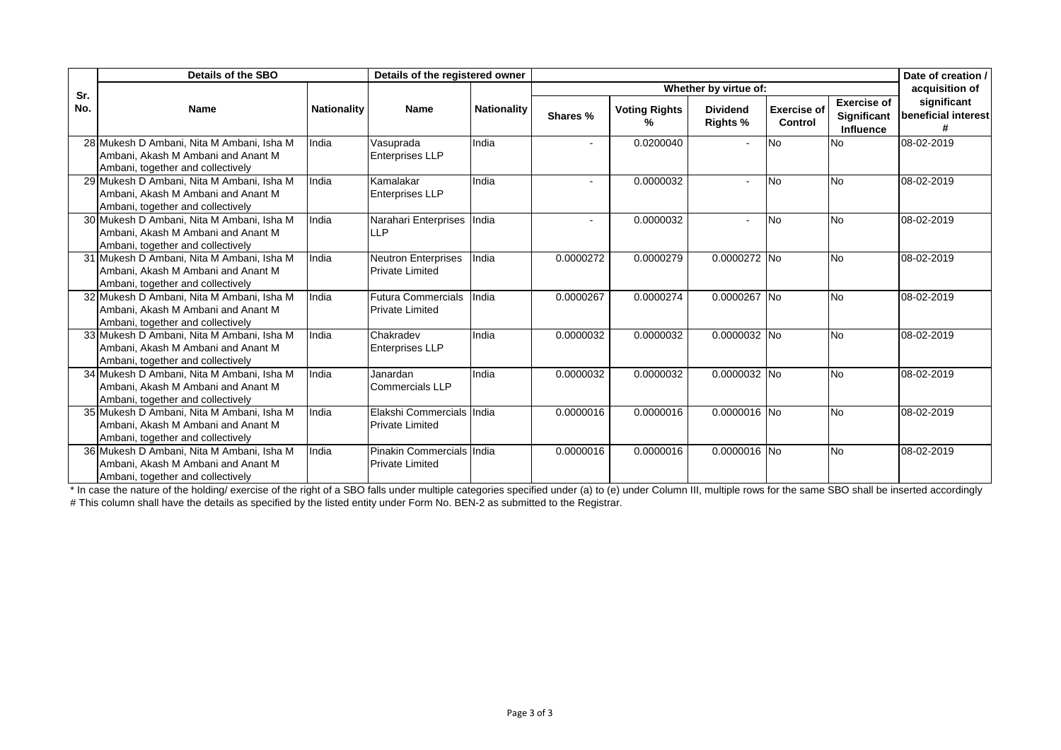| Sr. No. | Details of the SBO | | Details of the registered owner | | Whether by virtue of: | | | | | Date of creation / acquisition of significant beneficial interest # |
|---|---|---|---|---|---|---|---|---|---|---|
| | Name | Nationality | Name | Nationality | Shares % | Voting Rights % | Dividend Rights % | Exercise of Control | Exercise of Significant Influence | |
| 28 | Mukesh D Ambani, Nita M Ambani, Isha M Ambani, Akash M Ambani and Anant M Ambani, together and collectively | India | Vasuprada Enterprises LLP | India | - | 0.0200040 | - | No | No | 08-02-2019 |
| 29 | Mukesh D Ambani, Nita M Ambani, Isha M Ambani, Akash M Ambani and Anant M Ambani, together and collectively | India | Kamalakar Enterprises LLP | India | - | 0.0000032 | - | No | No | 08-02-2019 |
| 30 | Mukesh D Ambani, Nita M Ambani, Isha M Ambani, Akash M Ambani and Anant M Ambani, together and collectively | India | Narahari Enterprises LLP | India | - | 0.0000032 | - | No | No | 08-02-2019 |
| 31 | Mukesh D Ambani, Nita M Ambani, Isha M Ambani, Akash M Ambani and Anant M Ambani, together and collectively | India | Neutron Enterprises Private Limited | India | 0.0000272 | 0.0000279 | 0.0000272 | No | No | 08-02-2019 |
| 32 | Mukesh D Ambani, Nita M Ambani, Isha M Ambani, Akash M Ambani and Anant M Ambani, together and collectively | India | Futura Commercials Private Limited | India | 0.0000267 | 0.0000274 | 0.0000267 | No | No | 08-02-2019 |
| 33 | Mukesh D Ambani, Nita M Ambani, Isha M Ambani, Akash M Ambani and Anant M Ambani, together and collectively | India | Chakradev Enterprises LLP | India | 0.0000032 | 0.0000032 | 0.0000032 | No | No | 08-02-2019 |
| 34 | Mukesh D Ambani, Nita M Ambani, Isha M Ambani, Akash M Ambani and Anant M Ambani, together and collectively | India | Janardan Commercials LLP | India | 0.0000032 | 0.0000032 | 0.0000032 | No | No | 08-02-2019 |
| 35 | Mukesh D Ambani, Nita M Ambani, Isha M Ambani, Akash M Ambani and Anant M Ambani, together and collectively | India | Elakshi Commercials Private Limited | India | 0.0000016 | 0.0000016 | 0.0000016 | No | No | 08-02-2019 |
| 36 | Mukesh D Ambani, Nita M Ambani, Isha M Ambani, Akash M Ambani and Anant M Ambani, together and collectively | India | Pinakin Commercials Private Limited | India | 0.0000016 | 0.0000016 | 0.0000016 | No | No | 08-02-2019 |

* In case the nature of the holding/ exercise of the right of a SBO falls under multiple categories specified under (a) to (e) under Column III, multiple rows for the same SBO shall be inserted accordingly

# This column shall have the details as specified by the listed entity under Form No. BEN-2 as submitted to the Registrar.